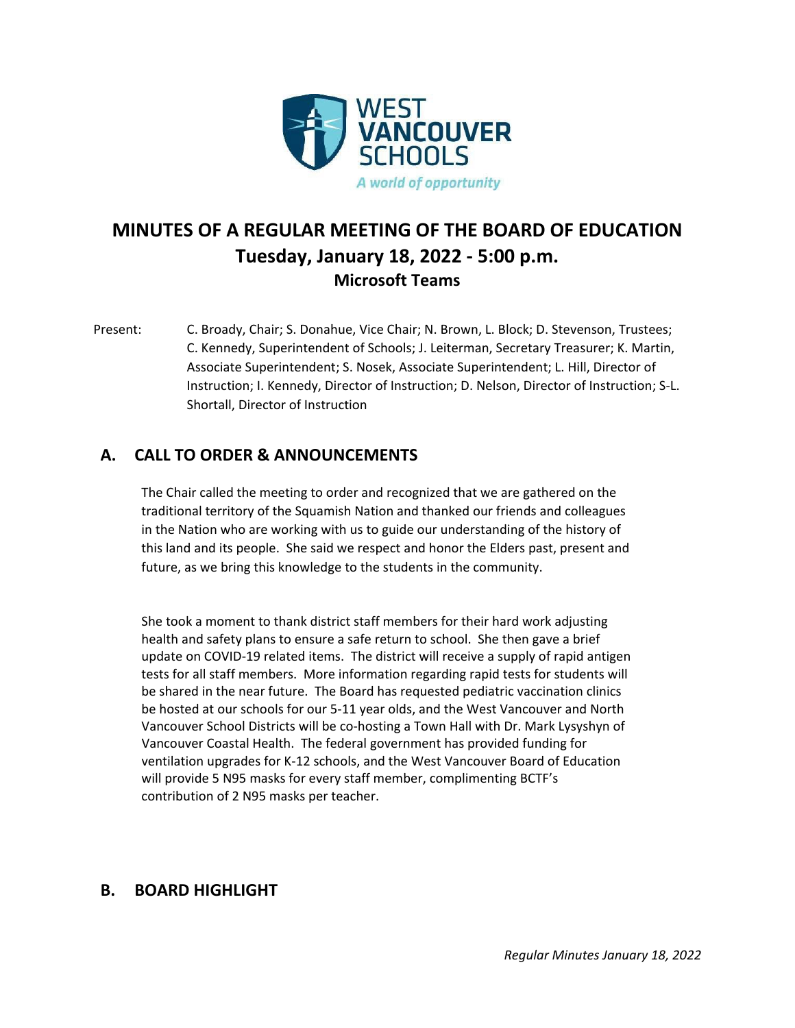# MINUTES OF A REGULAR MEETING OF THE BOARD OF EDUCATION

## Tuesday, January 18, 2022 - 5:00 p.m.

### Microsoft Teams

Present: C. Broady, Chair; S. Donahue, Vice Chair; N. Brown, L. Block; D. Stevenson, Trustees; C. Kennedy, Superintendent of Schools; J. Leiterman, Secretary Treasurer; K. Martin, Associate Superintendent; S. Nosek, Associate Superintendent; L. Hill, Director of Instruction; I. Kennedy, Director of Instruction; D. Nelson, Director of Instruction; S-L. Shortall, Director of Instruction

## A. CALL TO ORDER & ANNOUNCEMENTS

The Chair called the meeting to order and recognized that we are gathered on the traditional territory of the Squamish Nation and thanked our friends and colleagues in the Nation who are working with us to guide our understanding of the history of this land and its people. She said we respect and honor the Elders past, present and future, as we bring this knowledge to the students in the community.

She took a moment to thank district staff members for their hard work adjusting health and safety plans to ensure a safe return to school. She then gave a brief update on COVID-19 related items. The district will receive a supply of rapid antigen tests for all staff members. More information regarding rapid tests for students will be shared in the near future. The Board has requested pediatric vaccination clinics be hosted at our schools for our 5-11 year olds, and the West Vancouver and North Vancouver School Districts will be co-hosting a Town Hall with Dr. Mark Lysyshyn of Vancouver Coastal Health. The federal government has provided funding for ventilation upgrades for K-12 schools, and the West Vancouver Board of Education will provide 5 N95 masks for every staff member, complimenting BCTF's contribution of 2 N95 masks per teacher.

## B. BOARD HIGHLIGHT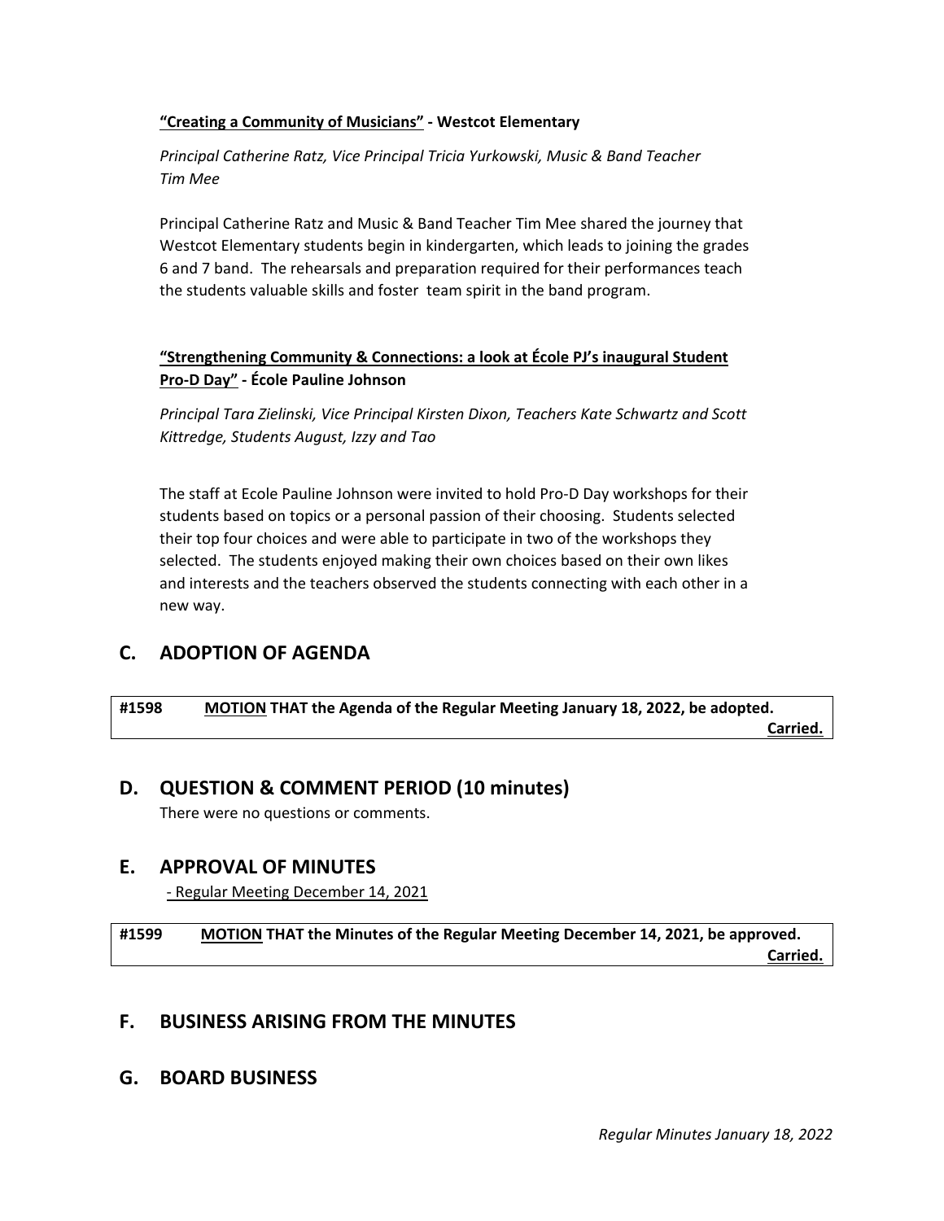**<u>"Creating a Community of Musicians"</u> - Westcot Elementary**

*Principal Catherine Ratz, Vice Principal Tricia Yurkowski, Music & Band Teacher Tim Mee*

Principal Catherine Ratz and Music & Band Teacher Tim Mee shared the journey that Westcot Elementary students begin in kindergarten, which leads to joining the grades 6 and 7 band. The rehearsals and preparation required for their performances teach the students valuable skills and foster team spirit in the band program.

**<u>"Strengthening Community & Connections: a look at École PJ's inaugural Student Pro-D Day"</u> - École Pauline Johnson**

*Principal Tara Zielinski, Vice Principal Kirsten Dixon, Teachers Kate Schwartz and Scott Kittredge, Students August, Izzy and Tao*

The staff at Ecole Pauline Johnson were invited to hold Pro-D Day workshops for their students based on topics or a personal passion of their choosing. Students selected their top four choices and were able to participate in two of the workshops they selected. The students enjoyed making their own choices based on their own likes and interests and the teachers observed the students connecting with each other in a new way.

## C. ADOPTION OF AGENDA

**#1598 <u>MOTION</u> THAT the Agenda of the Regular Meeting January 18, 2022, be adopted.**
**<u>Carried.</u>**

## D. QUESTION & COMMENT PERIOD (10 minutes)

There were no questions or comments.

## E. APPROVAL OF MINUTES

<u>- Regular Meeting December 14, 2021</u>

**#1599 <u>MOTION</u> THAT the Minutes of the Regular Meeting December 14, 2021, be approved.**
**<u>Carried.</u>**

## F. BUSINESS ARISING FROM THE MINUTES

## G. BOARD BUSINESS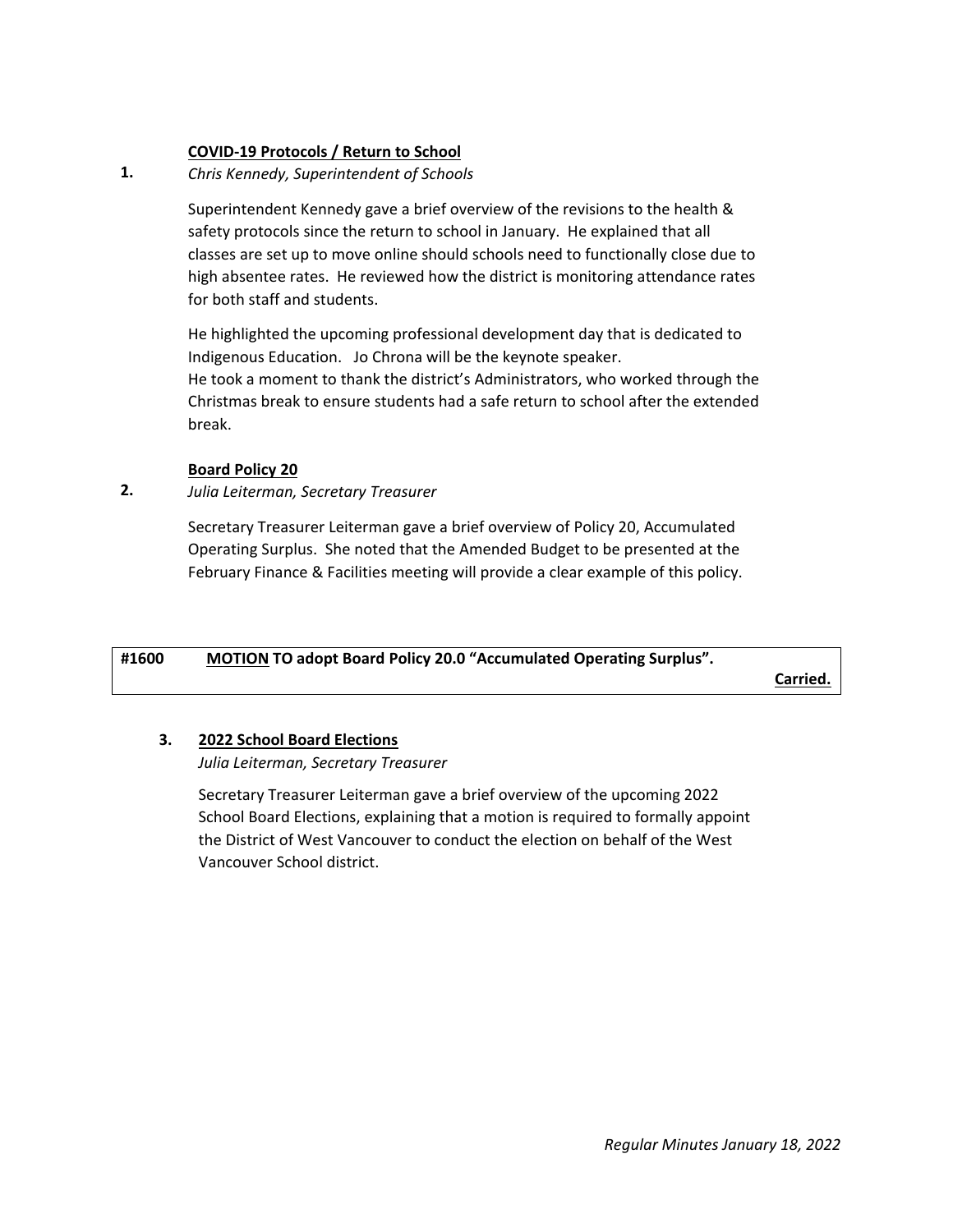**1. COVID-19 Protocols / Return to School**

*Chris Kennedy, Superintendent of Schools*

Superintendent Kennedy gave a brief overview of the revisions to the health & safety protocols since the return to school in January. He explained that all classes are set up to move online should schools need to functionally close due to high absentee rates. He reviewed how the district is monitoring attendance rates for both staff and students.

He highlighted the upcoming professional development day that is dedicated to Indigenous Education. Jo Chrona will be the keynote speaker.
He took a moment to thank the district's Administrators, who worked through the Christmas break to ensure students had a safe return to school after the extended break.

**2. Board Policy 20**

*Julia Leiterman, Secretary Treasurer*

Secretary Treasurer Leiterman gave a brief overview of Policy 20, Accumulated Operating Surplus. She noted that the Amended Budget to be presented at the February Finance & Facilities meeting will provide a clear example of this policy.

| **#1600** | **MOTION TO adopt Board Policy 20.0 "Accumulated Operating Surplus".** **Carried.** |
|---|---|

**3. 2022 School Board Elections**

*Julia Leiterman, Secretary Treasurer*

Secretary Treasurer Leiterman gave a brief overview of the upcoming 2022 School Board Elections, explaining that a motion is required to formally appoint the District of West Vancouver to conduct the election on behalf of the West Vancouver School district.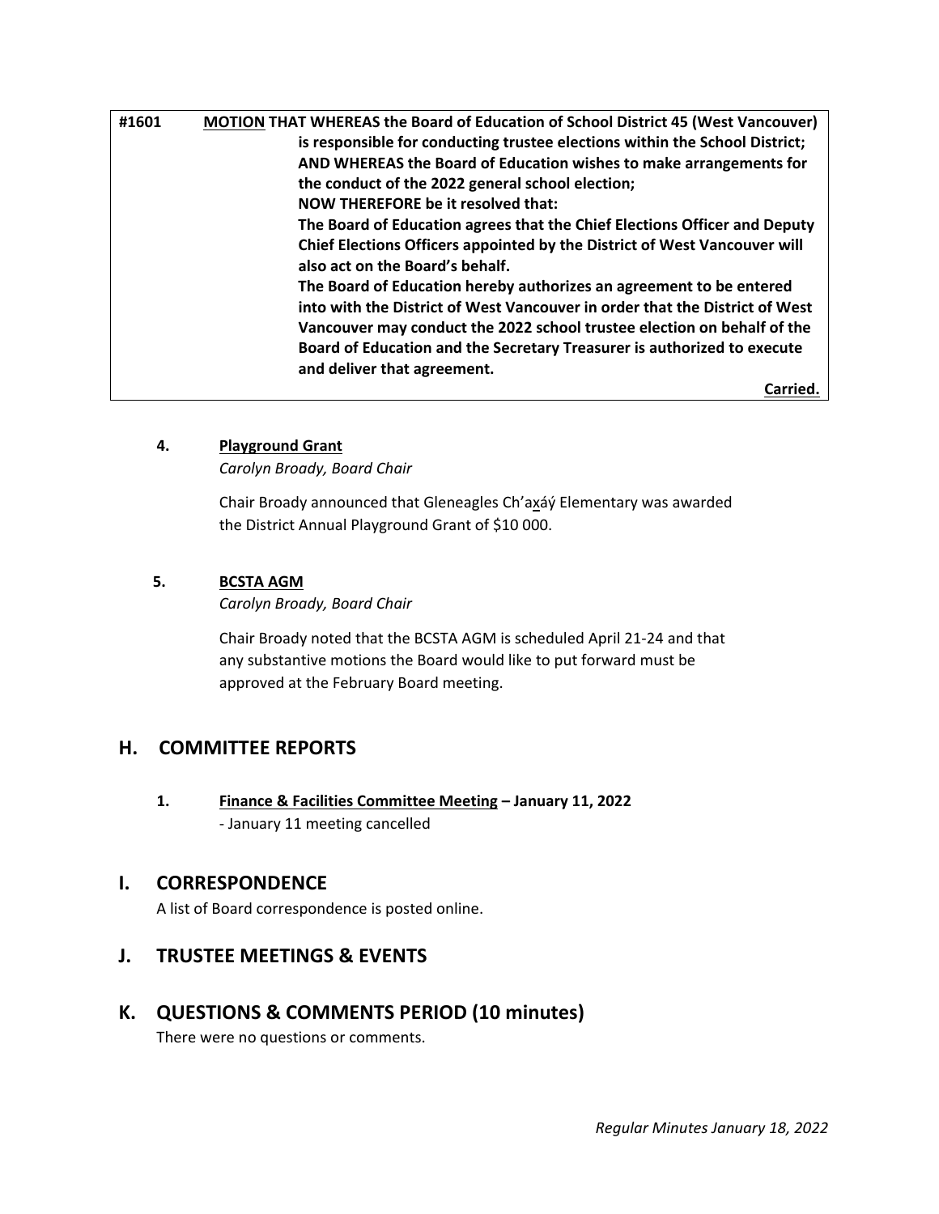**#1601** **<u>MOTION</u> THAT WHEREAS the Board of Education of School District 45 (West Vancouver) is responsible for conducting trustee elections within the School District;**
**AND WHEREAS the Board of Education wishes to make arrangements for the conduct of the 2022 general school election;**
**NOW THEREFORE be it resolved that:**
**The Board of Education agrees that the Chief Elections Officer and Deputy Chief Elections Officers appointed by the District of West Vancouver will also act on the Board's behalf.**
**The Board of Education hereby authorizes an agreement to be entered into with the District of West Vancouver in order that the District of West Vancouver may conduct the 2022 school trustee election on behalf of the Board of Education and the Secretary Treasurer is authorized to execute and deliver that agreement.**

**<u>Carried.</u>**

**4. <u>Playground Grant</u>**
*Carolyn Broady, Board Chair*

Chair Broady announced that Gleneagles Ch'ax̱áý Elementary was awarded the District Annual Playground Grant of $10 000.

**5. <u>BCSTA AGM</u>**
*Carolyn Broady, Board Chair*

Chair Broady noted that the BCSTA AGM is scheduled April 21-24 and that any substantive motions the Board would like to put forward must be approved at the February Board meeting.

## H. COMMITTEE REPORTS

**1. <u>Finance & Facilities Committee Meeting</u> – January 11, 2022**
- January 11 meeting cancelled

## I. CORRESPONDENCE

A list of Board correspondence is posted online.

## J. TRUSTEE MEETINGS & EVENTS

## K. QUESTIONS & COMMENTS PERIOD (10 minutes)

There were no questions or comments.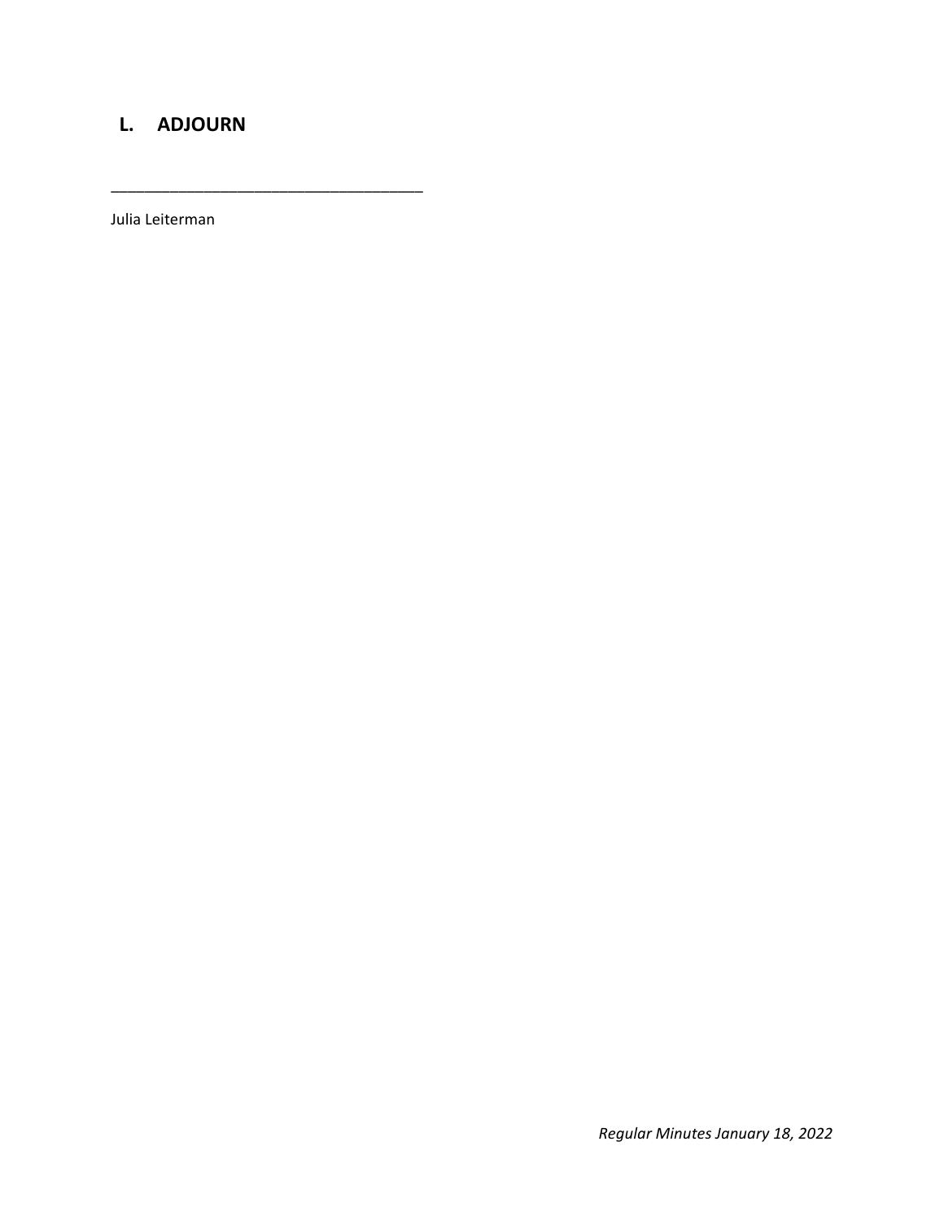## L. ADJOURN

\_\_\_\_\_\_\_\_\_\_\_\_\_\_\_\_\_\_\_\_\_\_\_\_\_\_\_\_\_\_\_\_\_\_\_\_

Julia Leiterman